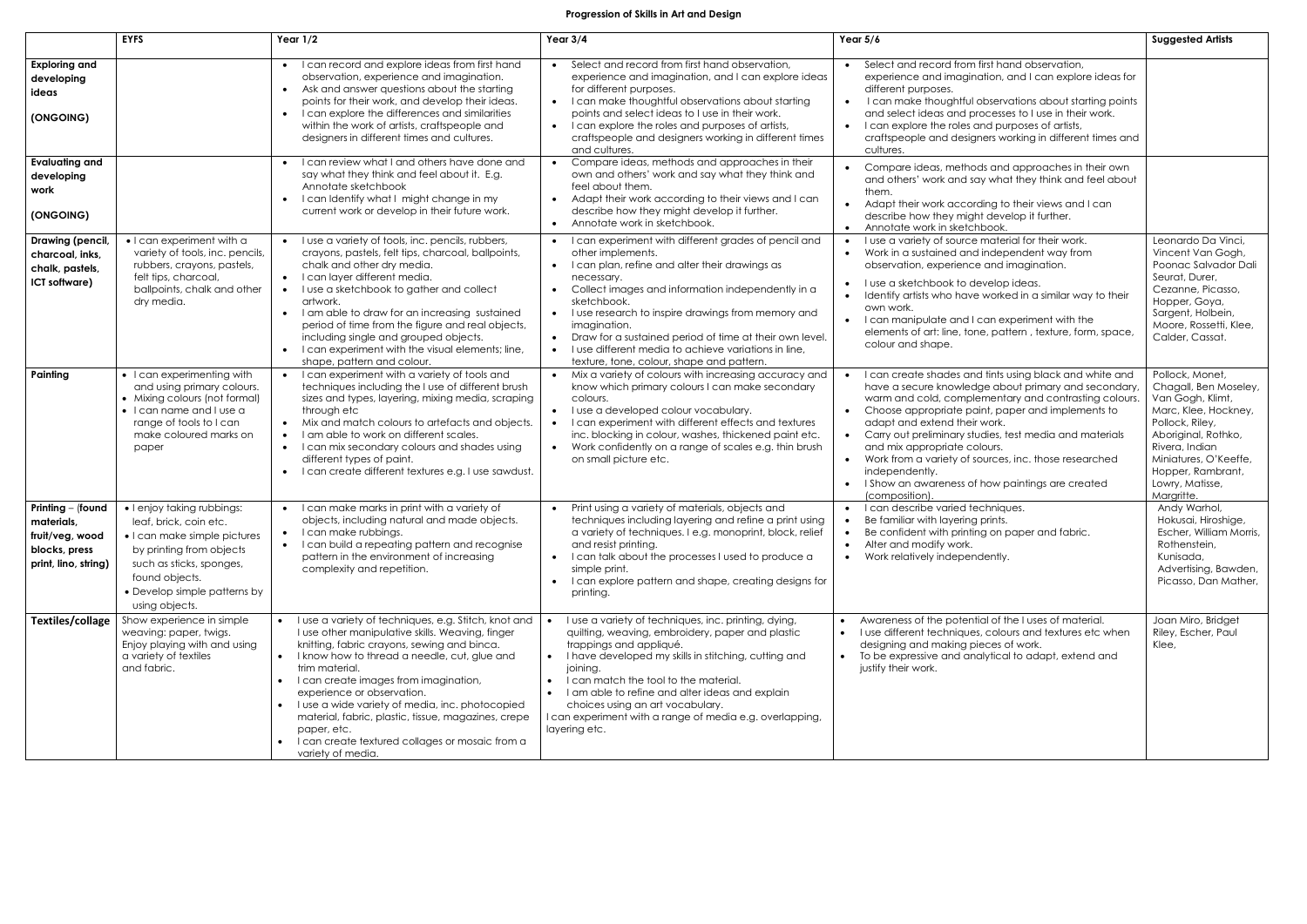# Progression of Skills in Art and Design

| | EYFS | Year 1/2 | Year 3/4 | Year 5/6 | Suggested Artists |
|---|---|---|---|---|---|
| **Exploring and developing ideas** **(ONGOING)** | | • I can record and explore ideas from first hand observation, experience and imagination. • Ask and answer questions about the starting points for their work, and develop their ideas. • I can explore the differences and similarities within the work of artists, craftspeople and designers in different times and cultures. | • Select and record from first hand observation, experience and imagination, and I can explore ideas for different purposes. • I can make thoughtful observations about starting points and select ideas to I use in their work. • I can explore the roles and purposes of artists, craftspeople and designers working in different times and cultures. | • Select and record from first hand observation, experience and imagination, and I can explore ideas for different purposes. • I can make thoughtful observations about starting points and select ideas and processes to I use in their work. • I can explore the roles and purposes of artists, craftspeople and designers working in different times and cultures. | |
| **Evaluating and developing work** **(ONGOING)** | | • I can review what I and others have done and say what they think and feel about it. E.g. Annotate sketchbook • I can Identify what I might change in my current work or develop in their future work. | • Compare ideas, methods and approaches in their own and others' work and say what they think and feel about them. • Adapt their work according to their views and I can describe how they might develop it further. • Annotate work in sketchbook. | • Compare ideas, methods and approaches in their own and others' work and say what they think and feel about them. • Adapt their work according to their views and I can describe how they might develop it further. • Annotate work in sketchbook. | |
| **Drawing (pencil, charcoal, inks, chalk, pastels, ICT software)** | • I can experiment with a variety of tools, inc. pencils, rubbers, crayons, pastels, felt tips, charcoal, ballpoints, chalk and other dry media. | • I use a variety of tools, inc. pencils, rubbers, crayons, pastels, felt tips, charcoal, ballpoints, chalk and other dry media. • I can layer different media. • I use a sketchbook to gather and collect artwork. • I am able to draw for an increasing sustained period of time from the figure and real objects, including single and grouped objects. • I can experiment with the visual elements; line, shape, pattern and colour. | • I can experiment with different grades of pencil and other implements. • I can plan, refine and alter their drawings as necessary. • Collect images and information independently in a sketchbook. • I use research to inspire drawings from memory and imagination. • Draw for a sustained period of time at their own level. • I use different media to achieve variations in line, texture, tone, colour, shape and pattern. | • I use a variety of source material for their work. • Work in a sustained and independent way from observation, experience and imagination. • I use a sketchbook to develop ideas. • Identify artists who have worked in a similar way to their own work. • I can manipulate and I can experiment with the elements of art: line, tone, pattern , texture, form, space, colour and shape. | Leonardo Da Vinci, Vincent Van Gogh, Poonac Salvador Dali Seurat, Durer, Cezanne, Picasso, Hopper, Goya, Sargent, Holbein, Moore, Rossetti, Klee, Calder, Cassat. |
| **Painting** | • I can experimenting with and using primary colours. • Mixing colours (not formal) • I can name and I use a range of tools to I can make coloured marks on paper | • I can experiment with a variety of tools and techniques including the I use of different brush sizes and types, layering, mixing media, scraping through etc • Mix and match colours to artefacts and objects. • I am able to work on different scales. • I can mix secondary colours and shades using different types of paint. • I can create different textures e.g. I use sawdust. | • Mix a variety of colours with increasing accuracy and know which primary colours I can make secondary colours. • I use a developed colour vocabulary. • I can experiment with different effects and textures inc. blocking in colour, washes, thickened paint etc. • Work confidently on a range of scales e.g. thin brush on small picture etc. | • I can create shades and tints using black and white and have a secure knowledge about primary and secondary, warm and cold, complementary and contrasting colours. • Choose appropriate paint, paper and implements to adapt and extend their work. • Carry out preliminary studies, test media and materials and mix appropriate colours. • Work from a variety of sources, inc. those researched independently. • I Show an awareness of how paintings are created (composition). | Pollock, Monet, Chagall, Ben Moseley, Van Gogh, Klimt, Marc, Klee, Hockney, Pollock, Riley, Aboriginal, Rothko, Rivera, Indian Miniatures, O'Keeffe, Hopper, Rambrant, Lowry, Matisse, Margritte. |
| **Printing – (found materials, fruit/veg, wood blocks, press print, lino, string)** | • I enjoy taking rubbings: leaf, brick, coin etc. • I can make simple pictures by printing from objects such as sticks, sponges, found objects. • Develop simple patterns by using objects. | • I can make marks in print with a variety of objects, including natural and made objects. • I can make rubbings. • I can build a repeating pattern and recognise pattern in the environment of increasing complexity and repetition. | • Print using a variety of materials, objects and techniques including layering and refine a print using a variety of techniques. I e.g. monoprint, block, relief and resist printing. • I can talk about the processes I used to produce a simple print. • I can explore pattern and shape, creating designs for printing. | • I can describe varied techniques. • Be familiar with layering prints. • Be confident with printing on paper and fabric. • Alter and modify work. • Work relatively independently. | Andy Warhol, Hokusai, Hiroshige, Escher, William Morris, Rothenstein, Kunisada, Advertising, Bawden, Picasso, Dan Mather, |
| **Textiles/collage** | Show experience in simple weaving: paper, twigs. Enjoy playing with and using a variety of textiles and fabric. | • I use a variety of techniques, e.g. Stitch, knot and I use other manipulative skills. Weaving, finger knitting, fabric crayons, sewing and binca. • I know how to thread a needle, cut, glue and trim material. • I can create images from imagination, experience or observation. • I use a wide variety of media, inc. photocopied material, fabric, plastic, tissue, magazines, crepe paper, etc. • I can create textured collages or mosaic from a variety of media. | • I use a variety of techniques, inc. printing, dying, quilting, weaving, embroidery, paper and plastic trappings and appliqué. • I have developed my skills in stitching, cutting and joining. • I can match the tool to the material. • I am able to refine and alter ideas and explain choices using an art vocabulary. I can experiment with a range of media e.g. overlapping, layering etc. | • Awareness of the potential of the I uses of material. • I use different techniques, colours and textures etc when designing and making pieces of work. • To be expressive and analytical to adapt, extend and justify their work. | Joan Miro, Bridget Riley, Escher, Paul Klee, |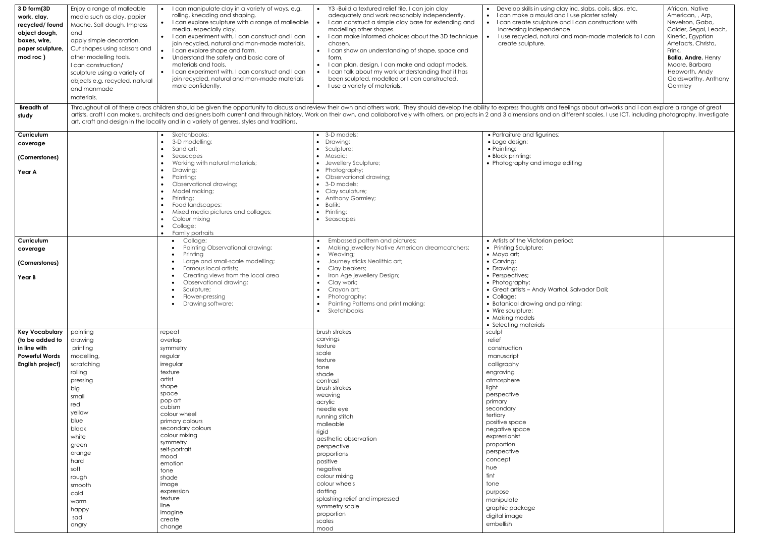| | | | | | |
|---|---|---|---|---|---|
| **3 D form(3D work, clay, recycled/ found object dough, boxes, wire, paper sculpture, mod roc )** | Enjoy a range of malleable media such as clay, papier Mache, Salt dough. Impress and apply simple decoration. Cut shapes using scissors and other modelling tools. I can construction/ sculpture using a variety of objects e.g. recycled, natural and manmade materials. | • I can manipulate clay in a variety of ways, e.g. rolling, kneading and shaping.<br>• I can explore sculpture with a range of malleable media, especially clay.<br>• I can experiment with, I can construct and I can join recycled, natural and man-made materials.<br>• I can explore shape and form.<br>• Understand the safety and basic care of materials and tools.<br>• I can experiment with, I can construct and I can join recycled, natural and man-made materials more confidently. | • Y3 -Build a textured relief tile. I can join clay adequately and work reasonably independently.<br>• I can construct a simple clay base for extending and modelling other shapes.<br>• I can make informed choices about the 3D technique chosen.<br>• I can show an understanding of shape, space and form.<br>• I can plan, design, I can make and adapt models.<br>• I can talk about my work understanding that it has been sculpted, modelled or I can constructed.<br>• I use a variety of materials. | • Develop skills in using clay inc. slabs, coils, slips, etc.<br>• I can make a mould and I use plaster safely.<br>• I can create sculpture and I can constructions with increasing independence.<br>• I use recycled, natural and man-made materials to I can create sculpture. | African, Native American, , Arp, Nevelson, Gabo, Calder, Segal, Leach, Kinetic, Egyptian Artefacts, Christo, Frink, **Balla, Andre.** Henry Moore, Barbara Hepworth, Andy Goldsworthy, Anthony Gormley |
| **Breadth of study** | Throughout all of these areas children should be given the opportunity to discuss and review their own and others work. They should develop the ability to express thoughts and feelings about artworks and I can explore a range of great artists, craft I can makers, architects and designers both current and through history. Work on their own, and collaboratively with others, on projects in 2 and 3 dimensions and on different scales. I use ICT, including photography. Investigate art, craft and design in the locality and in a variety of genres, styles and traditions. | | | | |
| **Curriculum coverage (Cornerstones) Year A** | | • Sketchbooks;<br>• 3-D modelling;<br>• Sand art;<br>• Seascapes<br>• Working with natural materials;<br>• Drawing;<br>• Painting;<br>• Observational drawing;<br>• Model making;<br>• Printing;<br>• Food landscapes;<br>• Mixed media pictures and collages;<br>• Colour mixing<br>• Collage;<br>• Family portraits | • 3-D models;<br>• Drawing;<br>• Sculpture;<br>• Mosaic;<br>• Jewellery Sculpture;<br>• Photography;<br>• Observational drawing;<br>• 3-D models;<br>• Clay sculpture;<br>• Anthony Gormley;<br>• Batik;<br>• Printing;<br>• Seascapes | • Portraiture and figurines;<br>• Logo design;<br>• Painting;<br>• Block printing;<br>• Photography and image editing | |
| **Curriculum coverage (Cornerstones) Year B** | | • Collage;<br>• Painting Observational drawing;<br>• Printing<br>• Large and small-scale modelling;<br>• Famous local artists;<br>• Creating views from the local area<br>• Observational drawing;<br>• Sculpture;<br>• Flower-pressing<br>• Drawing software; | • Embossed pattern and pictures;<br>• Making jewellery Native American dreamcatchers;<br>• Weaving;<br>• Journey sticks Neolithic art;<br>• Clay beakers;<br>• Iron Age jewellery Design;<br>• Clay work;<br>• Crayon art;<br>• Photography;<br>• Painting Patterns and print making;<br>• Sketchbooks | • Artists of the Victorian period;<br>• Printing Sculpture;<br>• Maya art;<br>• Carving;<br>• Drawing;<br>• Perspectives;<br>• Photography;<br>• Great artists – Andy Warhol, Salvador Dali;<br>• Collage;<br>• Botanical drawing and painting;<br>• Wire sculpture;<br>• Making models<br>• Selecting materials | |
| **Key Vocabulary (to be added to in line with Powerful Words English project)** | painting<br>drawing<br>printing<br>modelling,<br>scratching<br>rolling<br>pressing<br>big<br>small<br>red<br>yellow<br>blue<br>black<br>white<br>green<br>orange<br>hard<br>soft<br>rough<br>smooth<br>cold<br>warm<br>happy<br>sad<br>angry | repeat<br>overlap<br>symmetry<br>regular<br>irregular<br>texture<br>artist<br>shape<br>space<br>pop art<br>cubism<br>colour wheel<br>primary colours<br>secondary colours<br>colour mixing<br>symmetry<br>self-portrait<br>mood<br>emotion<br>tone<br>shade<br>image<br>expression<br>texture<br>line<br>imagine<br>create<br>change | brush strokes<br>carvings<br>texture<br>scale<br>texture<br>tone<br>shade<br>contrast<br>brush strokes<br>weaving<br>acrylic<br>needle eye<br>running stitch<br>malleable<br>rigid<br>aesthetic observation<br>perspective<br>proportions<br>positive<br>negative<br>colour mixing<br>colour wheels<br>dotting<br>splashing relief and impressed<br>symmetry scale<br>proportion<br>scales<br>mood | sculpt<br>relief<br>construction<br>manuscript<br>calligraphy<br>engraving<br>atmosphere<br>light<br>perspective<br>primary<br>secondary<br>tertiary<br>positive space<br>negative space<br>expressionist<br>proportion<br>perspective<br>concept<br>hue<br>tint<br>tone<br>purpose<br>manipulate<br>graphic package<br>digital image<br>embellish | |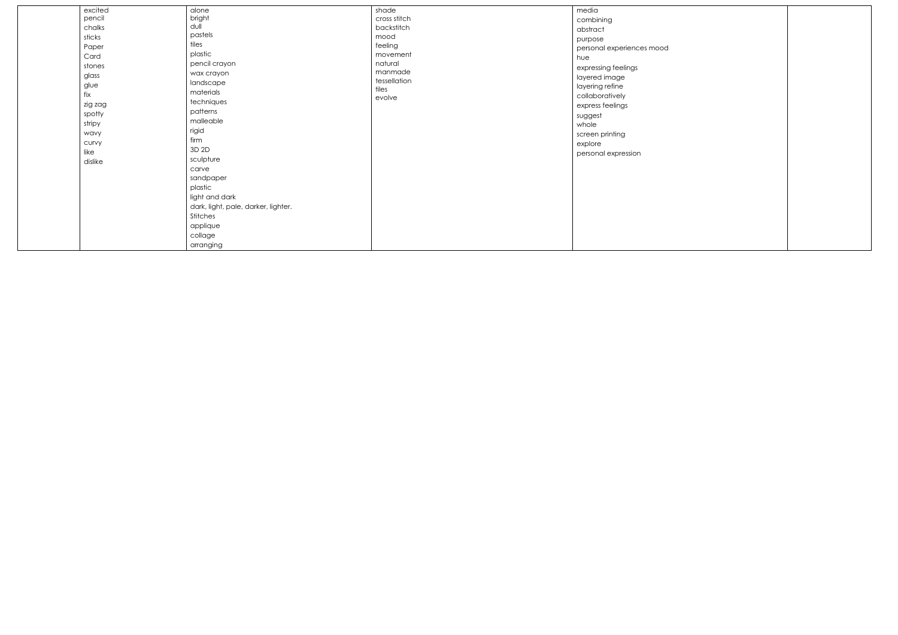| | | | | | |
|---|---|---|---|---|---|
| | excited<br>pencil<br>chalks<br>sticks<br>Paper<br>Card<br>stones<br>glass<br>glue<br>fix<br>zig zag<br>spotty<br>stripy<br>wavy<br>curvy<br>like<br>dislike | alone<br>bright<br>dull<br>pastels<br>tiles<br>plastic<br>pencil crayon<br>wax crayon<br>landscape<br>materials<br>techniques<br>patterns<br>malleable<br>rigid<br>firm<br>3D 2D<br>sculpture<br>carve<br>sandpaper<br>plastic<br>light and dark<br>dark, light, pale, darker, lighter.<br>Stitches<br>applique<br>collage<br>arranging | shade<br>cross stitch<br>backstitch<br>mood<br>feeling<br>movement<br>natural<br>manmade<br>tessellation<br>tiles<br>evolve | media<br>combining<br>abstract<br>purpose<br>personal experiences mood<br>hue<br>expressing feelings<br>layered image<br>layering refine<br>collaboratively<br>express feelings<br>suggest<br>whole<br>screen printing<br>explore<br>personal expression | |